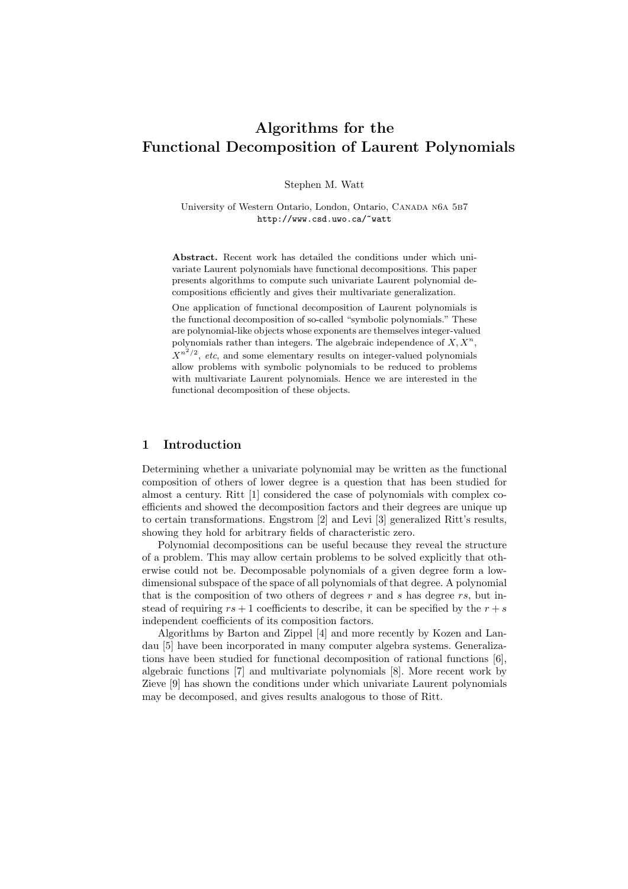# Algorithms for the Functional Decomposition of Laurent Polynomials

Stephen M. Watt

University of Western Ontario, London, Ontario, Canada n6a 5b7
http://www.csd.uwo.ca/~watt

**Abstract.** Recent work has detailed the conditions under which univariate Laurent polynomials have functional decompositions. This paper presents algorithms to compute such univariate Laurent polynomial decompositions efficiently and gives their multivariate generalization.

One application of functional decomposition of Laurent polynomials is the functional decomposition of so-called "symbolic polynomials." These are polynomial-like objects whose exponents are themselves integer-valued polynomials rather than integers. The algebraic independence of $X, X^n, X^{n^2/2}$, *etc*, and some elementary results on integer-valued polynomials allow problems with symbolic polynomials to be reduced to problems with multivariate Laurent polynomials. Hence we are interested in the functional decomposition of these objects.

## 1 Introduction

Determining whether a univariate polynomial may be written as the functional composition of others of lower degree is a question that has been studied for almost a century. Ritt [1] considered the case of polynomials with complex coefficients and showed the decomposition factors and their degrees are unique up to certain transformations. Engstrom [2] and Levi [3] generalized Ritt's results, showing they hold for arbitrary fields of characteristic zero.

Polynomial decompositions can be useful because they reveal the structure of a problem. This may allow certain problems to be solved explicitly that otherwise could not be. Decomposable polynomials of a given degree form a low-dimensional subspace of the space of all polynomials of that degree. A polynomial that is the composition of two others of degrees $r$ and $s$ has degree $rs$, but instead of requiring $rs + 1$ coefficients to describe, it can be specified by the $r + s$ independent coefficients of its composition factors.

Algorithms by Barton and Zippel [4] and more recently by Kozen and Landau [5] have been incorporated in many computer algebra systems. Generalizations have been studied for functional decomposition of rational functions [6], algebraic functions [7] and multivariate polynomials [8]. More recent work by Zieve [9] has shown the conditions under which univariate Laurent polynomials may be decomposed, and gives results analogous to those of Ritt.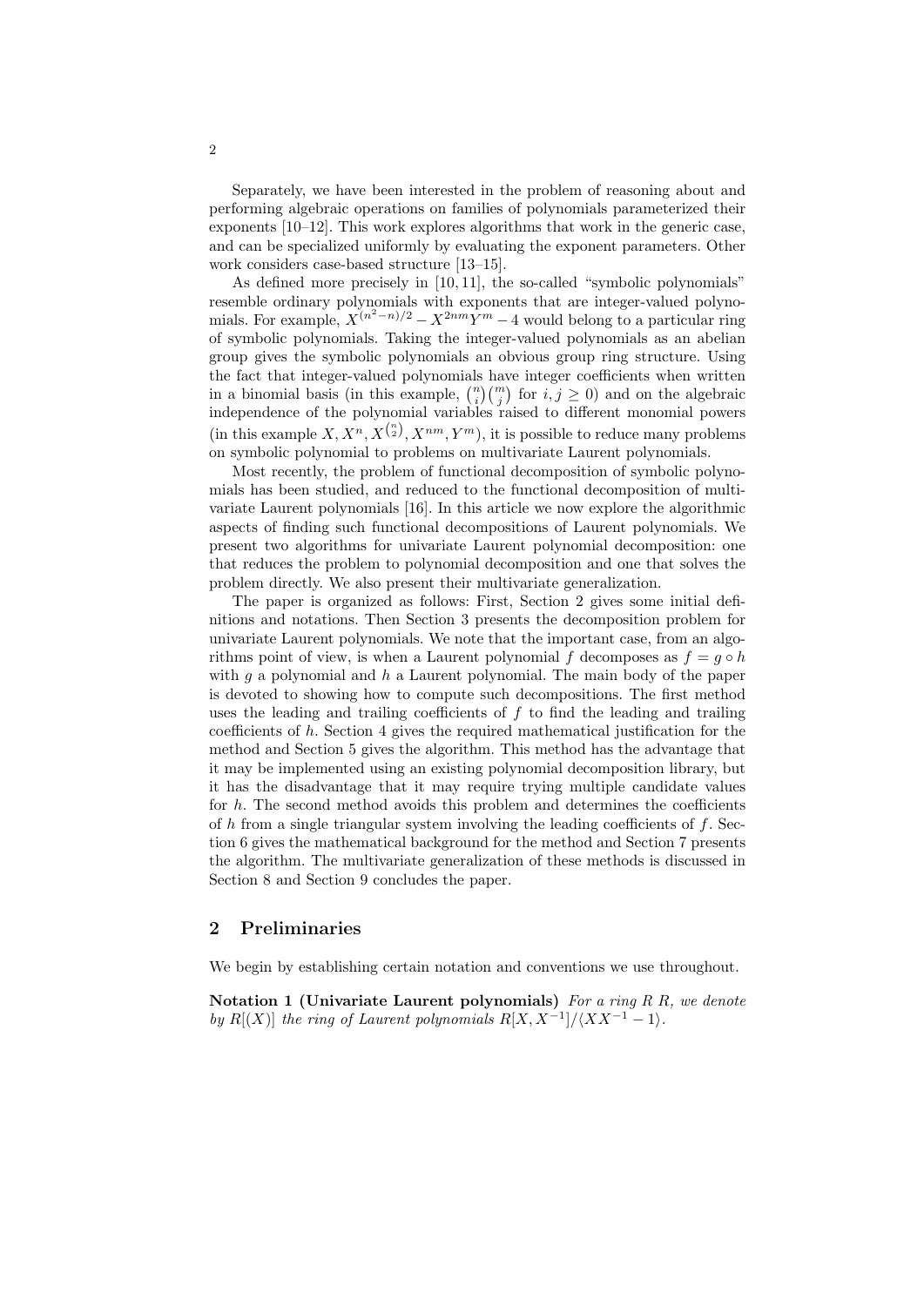Separately, we have been interested in the problem of reasoning about and performing algebraic operations on families of polynomials parameterized their exponents [10–12]. This work explores algorithms that work in the generic case, and can be specialized uniformly by evaluating the exponent parameters. Other work considers case-based structure [13–15].

As defined more precisely in [10, 11], the so-called "symbolic polynomials" resemble ordinary polynomials with exponents that are integer-valued polynomials. For example, $X^{(n^2-n)/2} - X^{2nm}Y^m - 4$ would belong to a particular ring of symbolic polynomials. Taking the integer-valued polynomials as an abelian group gives the symbolic polynomials an obvious group ring structure. Using the fact that integer-valued polynomials have integer coefficients when written in a binomial basis (in this example, $\binom{n}{i}\binom{m}{j}$ for $i, j \geq 0$) and on the algebraic independence of the polynomial variables raised to different monomial powers (in this example $X, X^n, X^{\binom{n}{2}}, X^{nm}, Y^m$), it is possible to reduce many problems on symbolic polynomial to problems on multivariate Laurent polynomials.

Most recently, the problem of functional decomposition of symbolic polynomials has been studied, and reduced to the functional decomposition of multivariate Laurent polynomials [16]. In this article we now explore the algorithmic aspects of finding such functional decompositions of Laurent polynomials. We present two algorithms for univariate Laurent polynomial decomposition: one that reduces the problem to polynomial decomposition and one that solves the problem directly. We also present their multivariate generalization.

The paper is organized as follows: First, Section 2 gives some initial definitions and notations. Then Section 3 presents the decomposition problem for univariate Laurent polynomials. We note that the important case, from an algorithms point of view, is when a Laurent polynomial $f$ decomposes as $f = g \circ h$ with $g$ a polynomial and $h$ a Laurent polynomial. The main body of the paper is devoted to showing how to compute such decompositions. The first method uses the leading and trailing coefficients of $f$ to find the leading and trailing coefficients of $h$. Section 4 gives the required mathematical justification for the method and Section 5 gives the algorithm. This method has the advantage that it may be implemented using an existing polynomial decomposition library, but it has the disadvantage that it may require trying multiple candidate values for $h$. The second method avoids this problem and determines the coefficients of $h$ from a single triangular system involving the leading coefficients of $f$. Section 6 gives the mathematical background for the method and Section 7 presents the algorithm. The multivariate generalization of these methods is discussed in Section 8 and Section 9 concludes the paper.

## 2 Preliminaries

We begin by establishing certain notation and conventions we use throughout.

**Notation 1 (Univariate Laurent polynomials)** *For a ring R R, we denote by* $R[(X)]$ *the ring of Laurent polynomials* $R[X, X^{-1}]/\langle XX^{-1} - 1\rangle$.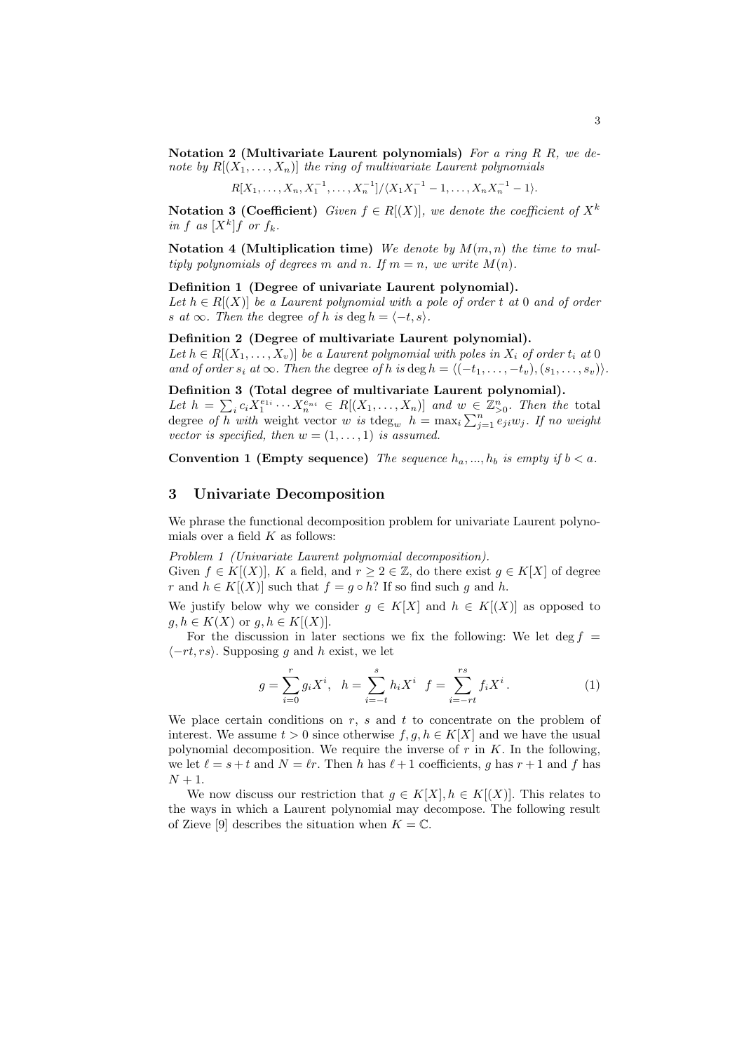**Notation 2 (Multivariate Laurent polynomials)** *For a ring R R, we denote by* $R[(X_1,\ldots,X_n)]$ *the ring of multivariate Laurent polynomials*

$$R[X_1,\ldots,X_n,X_1^{-1},\ldots,X_n^{-1}]/\langle X_1X_1^{-1}-1,\ldots,X_nX_n^{-1}-1\rangle.$$

**Notation 3 (Coefficient)** *Given* $f \in R[(X)]$*, we denote the coefficient of* $X^k$ *in* $f$ *as* $[X^k]f$ *or* $f_k$*.*

**Notation 4 (Multiplication time)** *We denote by* $M(m,n)$ *the time to multiply polynomials of degrees* $m$ *and* $n$*. If* $m = n$*, we write* $M(n)$*.*

**Definition 1 (Degree of univariate Laurent polynomial).**
*Let* $h \in R[(X)]$ *be a Laurent polynomial with a pole of order* $t$ *at* 0 *and of order* $s$ *at* $\infty$*. Then the* degree *of* $h$ *is* $\deg h = \langle -t, s\rangle$*.*

**Definition 2 (Degree of multivariate Laurent polynomial).**
*Let* $h \in R[(X_1,\ldots,X_v)]$ *be a Laurent polynomial with poles in* $X_i$ *of order* $t_i$ *at* 0 *and of order* $s_i$ *at* $\infty$*. Then the* degree *of* $h$ *is* $\deg h = \langle(-t_1,\ldots,-t_v),(s_1,\ldots,s_v)\rangle$*.*

**Definition 3 (Total degree of multivariate Laurent polynomial).**
*Let* $h = \sum_i c_i X_1^{e_{1i}}\cdots X_n^{e_{ni}} \in R[(X_1,\ldots,X_n)]$ *and* $w \in \mathbb{Z}^n_{>0}$*. Then the* total degree *of* $h$ *with* weight vector $w$ *is* $\text{tdeg}_w\ h = \max_i \sum_{j=1}^n e_{ji}w_j$*. If no weight vector is specified, then* $w = (1,\ldots,1)$ *is assumed.*

**Convention 1 (Empty sequence)** *The sequence* $h_a,...,h_b$ *is empty if* $b < a$*.*

## 3 Univariate Decomposition

We phrase the functional decomposition problem for univariate Laurent polynomials over a field $K$ as follows:

*Problem 1 (Univariate Laurent polynomial decomposition).*
Given $f \in K[(X)]$, $K$ a field, and $r \geq 2 \in \mathbb{Z}$, do there exist $g \in K[X]$ of degree $r$ and $h \in K[(X)]$ such that $f = g \circ h$? If so find such $g$ and $h$.

We justify below why we consider $g \in K[X]$ and $h \in K[(X)]$ as opposed to $g, h \in K(X)$ or $g, h \in K[(X)]$.

For the discussion in later sections we fix the following: We let $\deg f = \langle -rt, rs\rangle$. Supposing $g$ and $h$ exist, we let

$$g = \sum_{i=0}^{r} g_i X^i, \quad h = \sum_{i=-t}^{s} h_i X^i \quad f = \sum_{i=-rt}^{rs} f_i X^i\,. \tag{1}$$

We place certain conditions on $r$, $s$ and $t$ to concentrate on the problem of interest. We assume $t > 0$ since otherwise $f, g, h \in K[X]$ and we have the usual polynomial decomposition. We require the inverse of $r$ in $K$. In the following, we let $\ell = s + t$ and $N = \ell r$. Then $h$ has $\ell + 1$ coefficients, $g$ has $r + 1$ and $f$ has $N + 1$.

We now discuss our restriction that $g \in K[X], h \in K[(X)]$. This relates to the ways in which a Laurent polynomial may decompose. The following result of Zieve [9] describes the situation when $K = \mathbb{C}$.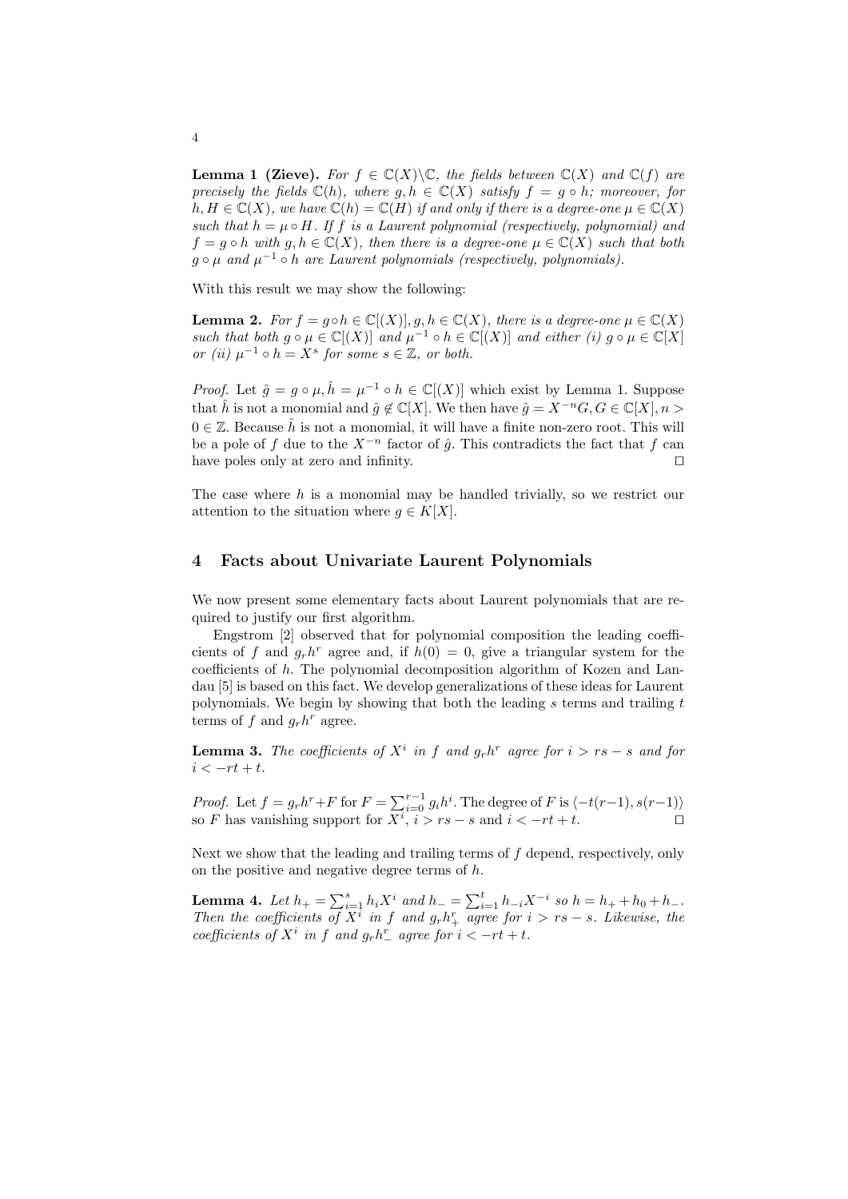**Lemma 1 (Zieve).** *For $f \in \mathbb{C}(X)\backslash\mathbb{C}$, the fields between $\mathbb{C}(X)$ and $\mathbb{C}(f)$ are precisely the fields $\mathbb{C}(h)$, where $g, h \in \mathbb{C}(X)$ satisfy $f = g \circ h$; moreover, for $h, H \in \mathbb{C}(X)$, we have $\mathbb{C}(h) = \mathbb{C}(H)$ if and only if there is a degree-one $\mu \in \mathbb{C}(X)$ such that $h = \mu \circ H$. If $f$ is a Laurent polynomial (respectively, polynomial) and $f = g \circ h$ with $g, h \in \mathbb{C}(X)$, then there is a degree-one $\mu \in \mathbb{C}(X)$ such that both $g \circ \mu$ and $\mu^{-1} \circ h$ are Laurent polynomials (respectively, polynomials).*

With this result we may show the following:

**Lemma 2.** *For $f = g \circ h \in \mathbb{C}[(X)], g, h \in \mathbb{C}(X)$, there is a degree-one $\mu \in \mathbb{C}(X)$ such that both $g \circ \mu \in \mathbb{C}[(X)]$ and $\mu^{-1} \circ h \in \mathbb{C}[(X)]$ and either (i) $g \circ \mu \in \mathbb{C}[X]$ or (ii) $\mu^{-1} \circ h = X^s$ for some $s \in \mathbb{Z}$, or both.*

*Proof.* Let $\hat{g} = g \circ \mu, \hat{h} = \mu^{-1} \circ h \in \mathbb{C}[(X)]$ which exist by Lemma 1. Suppose that $\hat{h}$ is not a monomial and $\hat{g} \notin \mathbb{C}[X]$. We then have $\hat{g} = X^{-n}G, G \in \mathbb{C}[X], n > 0 \in \mathbb{Z}$. Because $\hat{h}$ is not a monomial, it will have a finite non-zero root. This will be a pole of $f$ due to the $X^{-n}$ factor of $\hat{g}$. This contradicts the fact that $f$ can have poles only at zero and infinity. $\square$

The case where $h$ is a monomial may be handled trivially, so we restrict our attention to the situation where $g \in K[X]$.

## 4 Facts about Univariate Laurent Polynomials

We now present some elementary facts about Laurent polynomials that are required to justify our first algorithm.

Engstrom [2] observed that for polynomial composition the leading coefficients of $f$ and $g_r h^r$ agree and, if $h(0) = 0$, give a triangular system for the coefficients of $h$. The polynomial decomposition algorithm of Kozen and Landau [5] is based on this fact. We develop generalizations of these ideas for Laurent polynomials. We begin by showing that both the leading $s$ terms and trailing $t$ terms of $f$ and $g_r h^r$ agree.

**Lemma 3.** *The coefficients of $X^i$ in $f$ and $g_r h^r$ agree for $i > rs - s$ and for $i < -rt + t$.*

*Proof.* Let $f = g_r h^r + F$ for $F = \sum_{i=0}^{r-1} g_i h^i$. The degree of $F$ is $\langle -t(r-1), s(r-1) \rangle$ so $F$ has vanishing support for $X^i$, $i > rs - s$ and $i < -rt + t$. $\square$

Next we show that the leading and trailing terms of $f$ depend, respectively, only on the positive and negative degree terms of $h$.

**Lemma 4.** *Let $h_+ = \sum_{i=1}^{s} h_i X^i$ and $h_- = \sum_{i=1}^{t} h_{-i} X^{-i}$ so $h = h_+ + h_0 + h_-$. Then the coefficients of $X^i$ in $f$ and $g_r h_+^r$ agree for $i > rs - s$. Likewise, the coefficients of $X^i$ in $f$ and $g_r h_-^r$ agree for $i < -rt + t$.*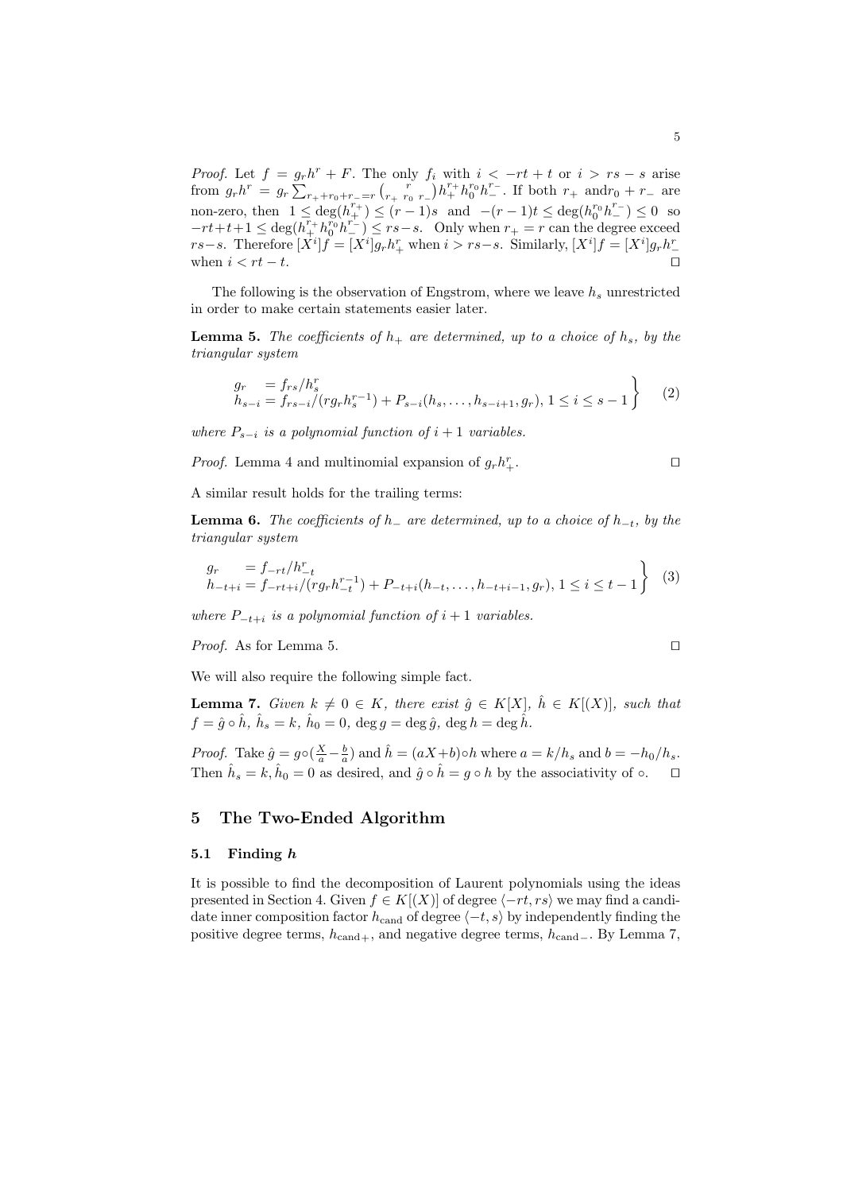*Proof.* Let $f = g_r h^r + F$. The only $f_i$ with $i < -rt + t$ or $i > rs - s$ arise from $g_r h^r = g_r \sum_{r_+ + r_0 + r_- = r} \binom{r}{r_+ \; r_0 \; r_-} h_+^{r_+} h_0^{r_0} h_-^{r_-}$. If both $r_+$ and$r_0 + r_-$ are non-zero, then $1 \le \deg(h_+^{r_+}) \le (r-1)s$ and $-(r-1)t \le \deg(h_0^{r_0} h_-^{r_-}) \le 0$ so $-rt + t + 1 \le \deg(h_+^{r_+} h_0^{r_0} h_-^{r_-}) \le rs - s$. Only when $r_+ = r$ can the degree exceed $rs - s$. Therefore $[X^i]f = [X^i] g_r h_+^r$ when $i > rs - s$. Similarly, $[X^i]f = [X^i] g_r h_-^r$ when $i < rt - t$. $\square$

The following is the observation of Engstrom, where we leave $h_s$ unrestricted in order to make certain statements easier later.

**Lemma 5.** *The coefficients of $h_+$ are determined, up to a choice of $h_s$, by the triangular system*

$$\left.\begin{aligned} g_r &= f_{rs}/h_s^r \\ h_{s-i} &= f_{rs-i}/(r g_r h_s^{r-1}) + P_{s-i}(h_s, \ldots, h_{s-i+1}, g_r),\ 1 \le i \le s-1 \end{aligned}\right\} \quad (2)$$

*where $P_{s-i}$ is a polynomial function of $i+1$ variables.*

*Proof.* Lemma 4 and multinomial expansion of $g_r h_+^r$. $\square$

A similar result holds for the trailing terms:

**Lemma 6.** *The coefficients of $h_-$ are determined, up to a choice of $h_{-t}$, by the triangular system*

$$\left.\begin{aligned} g_r &= f_{-rt}/h_{-t}^r \\ h_{-t+i} &= f_{-rt+i}/(r g_r h_{-t}^{r-1}) + P_{-t+i}(h_{-t}, \ldots, h_{-t+i-1}, g_r),\ 1 \le i \le t-1 \end{aligned}\right\} \quad (3)$$

*where $P_{-t+i}$ is a polynomial function of $i+1$ variables.*

*Proof.* As for Lemma 5. $\square$

We will also require the following simple fact.

**Lemma 7.** *Given $k \ne 0 \in K$, there exist $\hat{g} \in K[X]$, $\hat{h} \in K[(X)]$, such that $f = \hat{g} \circ \hat{h}$, $\hat{h}_s = k$, $\hat{h}_0 = 0$, $\deg g = \deg \hat{g}$, $\deg h = \deg \hat{h}$.*

*Proof.* Take $\hat{g} = g \circ (\frac{X}{a} - \frac{b}{a})$ and $\hat{h} = (aX + b) \circ h$ where $a = k/h_s$ and $b = -h_0/h_s$. Then $\hat{h}_s = k, \hat{h}_0 = 0$ as desired, and $\hat{g} \circ \hat{h} = g \circ h$ by the associativity of $\circ$. $\square$

## 5 The Two-Ended Algorithm

### 5.1 Finding $h$

It is possible to find the decomposition of Laurent polynomials using the ideas presented in Section 4. Given $f \in K[(X)]$ of degree $\langle -rt, rs \rangle$ we may find a candidate inner composition factor $h_{\text{cand}}$ of degree $\langle -t, s \rangle$ by independently finding the positive degree terms, $h_{\text{cand}+}$, and negative degree terms, $h_{\text{cand}-}$. By Lemma 7,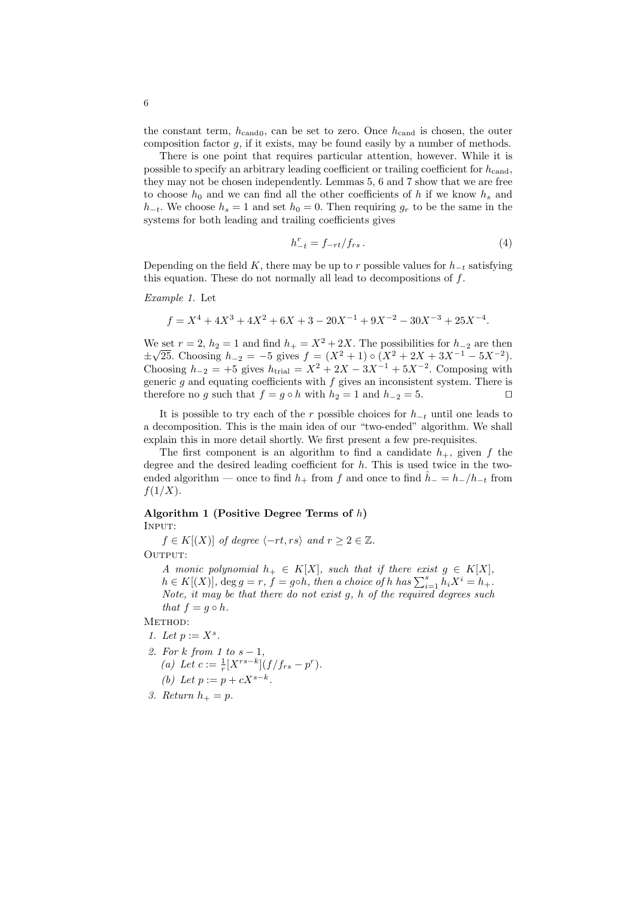the constant term, $h_{\text{cand}0}$, can be set to zero. Once $h_{\text{cand}}$ is chosen, the outer composition factor $g$, if it exists, may be found easily by a number of methods.

There is one point that requires particular attention, however. While it is possible to specify an arbitrary leading coefficient or trailing coefficient for $h_{\text{cand}}$, they may not be chosen independently. Lemmas 5, 6 and 7 show that we are free to choose $h_0$ and we can find all the other coefficients of $h$ if we know $h_s$ and $h_{-t}$. We choose $h_s = 1$ and set $h_0 = 0$. Then requiring $g_r$ to be the same in the systems for both leading and trailing coefficients gives

$$h_{-t}^r = f_{-rt}/f_{rs}\,. \tag{4}$$

Depending on the field $K$, there may be up to $r$ possible values for $h_{-t}$ satisfying this equation. These do not normally all lead to decompositions of $f$.

*Example 1.* Let

$$f = X^4 + 4X^3 + 4X^2 + 6X + 3 - 20X^{-1} + 9X^{-2} - 30X^{-3} + 25X^{-4}.$$

We set $r = 2$, $h_2 = 1$ and find $h_+ = X^2 + 2X$. The possibilities for $h_{-2}$ are then $\pm\sqrt{25}$. Choosing $h_{-2} = -5$ gives $f = (X^2 + 1) \circ (X^2 + 2X + 3X^{-1} - 5X^{-2})$. Choosing $h_{-2} = +5$ gives $h_{\text{trial}} = X^2 + 2X - 3X^{-1} + 5X^{-2}$. Composing with generic $g$ and equating coefficients with $f$ gives an inconsistent system. There is therefore no $g$ such that $f = g \circ h$ with $h_2 = 1$ and $h_{-2} = 5$. □

It is possible to try each of the $r$ possible choices for $h_{-t}$ until one leads to a decomposition. This is the main idea of our "two-ended" algorithm. We shall explain this in more detail shortly. We first present a few pre-requisites.

The first component is an algorithm to find a candidate $h_+$, given $f$ the degree and the desired leading coefficient for $h$. This is used twice in the two-ended algorithm — once to find $h_+$ from $f$ and once to find $\hat{h}_- = h_-/h_{-t}$ from $f(1/X)$.

**Algorithm 1 (Positive Degree Terms of $h$)**

INPUT:

*$f \in K[(X)]$ of degree $\langle -rt, rs\rangle$ and $r \geq 2 \in \mathbb{Z}$.*

OUTPUT:

*A monic polynomial $h_+ \in K[X]$, such that if there exist $g \in K[X]$, $h \in K[(X)]$, $\deg g = r$, $f = g \circ h$, then a choice of $h$ has $\sum_{i=1}^{s} h_i X^i = h_+$. Note, it may be that there do not exist $g$, $h$ of the required degrees such that $f = g \circ h$.*

METHOD:

1. *Let $p := X^s$.*
2. *For $k$ from 1 to $s - 1$,*
   (a) *Let $c := \frac{1}{r}[X^{rs-k}](f/f_{rs} - p^r)$.*
   (b) *Let $p := p + cX^{s-k}$.*
3. *Return $h_+ = p$.*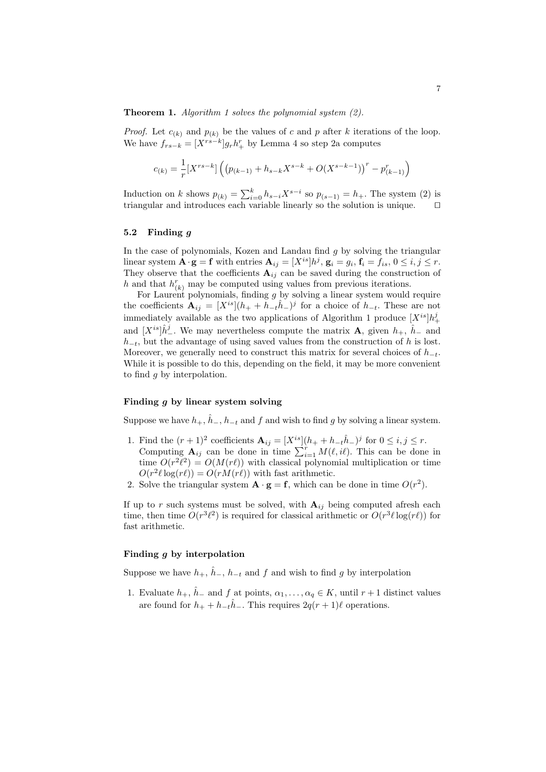**Theorem 1.** *Algorithm 1 solves the polynomial system (2).*

*Proof.* Let $c_{(k)}$ and $p_{(k)}$ be the values of $c$ and $p$ after $k$ iterations of the loop. We have $f_{rs-k} = [X^{rs-k}]g_r h_+^r$ by Lemma 4 so step 2a computes

$$c_{(k)} = \frac{1}{r}[X^{rs-k}]\left(\left(p_{(k-1)} + h_{s-k}X^{s-k} + O(X^{s-k-1})\right)^r - p_{(k-1)}^r\right)$$

Induction on $k$ shows $p_{(k)} = \sum_{i=0}^{k} h_{s-i}X^{s-i}$ so $p_{(s-1)} = h_+$. The system (2) is triangular and introduces each variable linearly so the solution is unique. □

## 5.2 Finding $g$

In the case of polynomials, Kozen and Landau find $g$ by solving the triangular linear system $\mathbf{A} \cdot \mathbf{g} = \mathbf{f}$ with entries $\mathbf{A}_{ij} = [X^{is}]h^j$, $\mathbf{g}_i = g_i$, $\mathbf{f}_i = f_{is}$, $0 \leq i, j \leq r$. They observe that the coefficients $\mathbf{A}_{ij}$ can be saved during the construction of $h$ and that $h_{(k)}^r$ may be computed using values from previous iterations.

For Laurent polynomials, finding $g$ by solving a linear system would require the coefficients $\mathbf{A}_{ij} = [X^{is}](h_+ + h_{-t}\hat{h}_-)^j$ for a choice of $h_{-t}$. These are not immediately available as the two applications of Algorithm 1 produce $[X^{is}]h_+^j$ and $[X^{is}]\hat{h}_-^j$. We may nevertheless compute the matrix $\mathbf{A}$, given $h_+$, $\hat{h}_-$ and $h_{-t}$, but the advantage of using saved values from the construction of $h$ is lost. Moreover, we generally need to construct this matrix for several choices of $h_{-t}$. While it is possible to do this, depending on the field, it may be more convenient to find $g$ by interpolation.

#### Finding $g$ by linear system solving

Suppose we have $h_+$, $\hat{h}_-$, $h_{-t}$ and $f$ and wish to find $g$ by solving a linear system.

1. Find the $(r+1)^2$ coefficients $\mathbf{A}_{ij} = [X^{is}](h_+ + h_{-t}\hat{h}_-)^j$ for $0 \leq i, j \leq r$. Computing $\mathbf{A}_{ij}$ can be done in time $\sum_{i=1}^{r} M(\ell, i\ell)$. This can be done in time $O(r^2\ell^2) = O(M(r\ell))$ with classical polynomial multiplication or time $O(r^2\ell\log(r\ell)) = O(rM(r\ell))$ with fast arithmetic.
2. Solve the triangular system $\mathbf{A} \cdot \mathbf{g} = \mathbf{f}$, which can be done in time $O(r^2)$.

If up to $r$ such systems must be solved, with $\mathbf{A}_{ij}$ being computed afresh each time, then time $O(r^3\ell^2)$ is required for classical arithmetic or $O(r^3\ell\log(r\ell))$ for fast arithmetic.

#### Finding $g$ by interpolation

Suppose we have $h_+$, $\hat{h}_-$, $h_{-t}$ and $f$ and wish to find $g$ by interpolation

1. Evaluate $h_+$, $\hat{h}_-$ and $f$ at points, $\alpha_1, \ldots, \alpha_q \in K$, until $r+1$ distinct values are found for $h_+ + h_{-t}\hat{h}_-$. This requires $2q(r+1)\ell$ operations.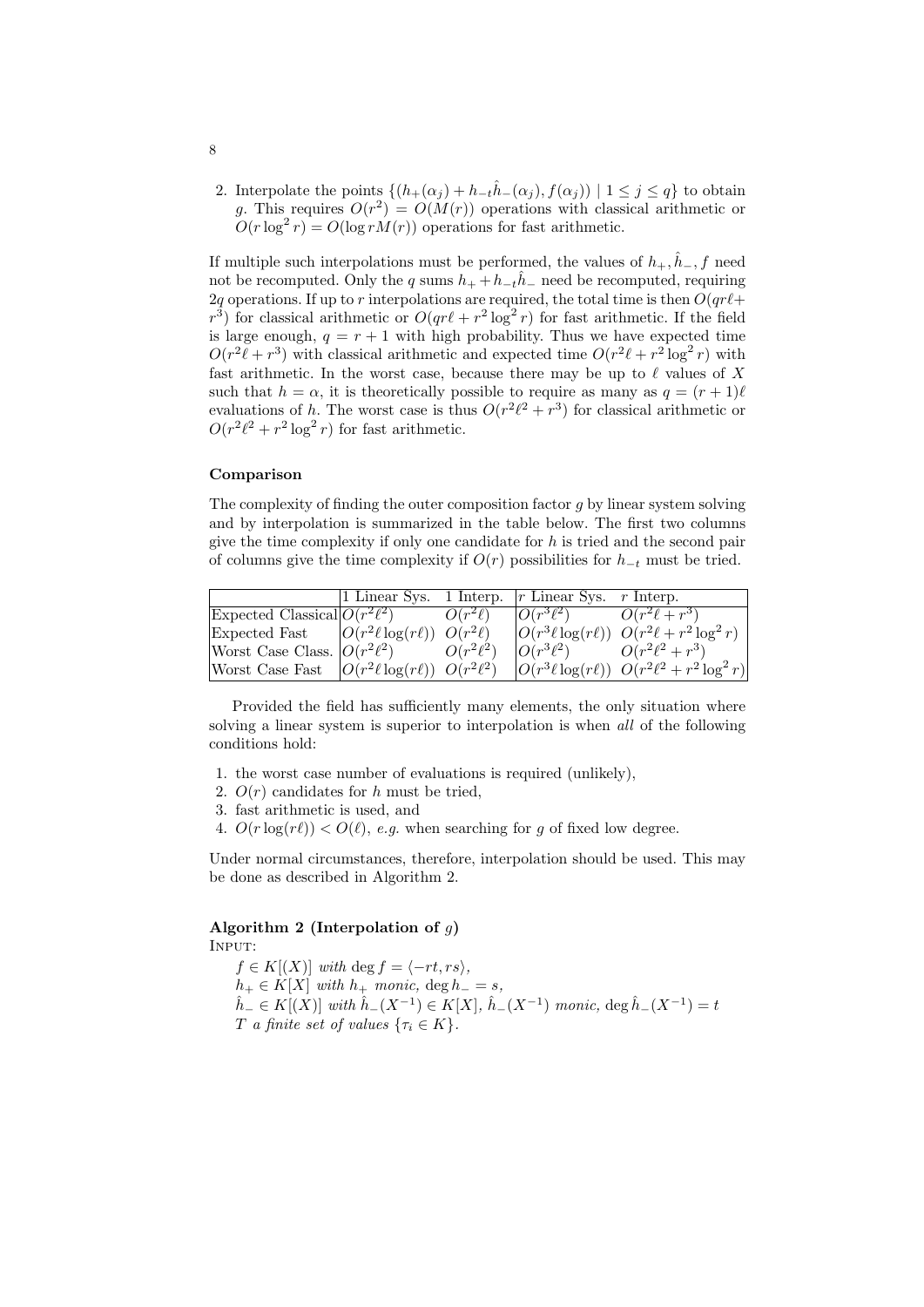2. Interpolate the points $\{(h_+(\alpha_j) + h_{-t}\hat{h}_-(\alpha_j), f(\alpha_j)) \mid 1 \leq j \leq q\}$ to obtain $g$. This requires $O(r^2) = O(M(r))$ operations with classical arithmetic or $O(r \log^2 r) = O(\log r M(r))$ operations for fast arithmetic.

If multiple such interpolations must be performed, the values of $h_+, \hat{h}_-, f$ need not be recomputed. Only the $q$ sums $h_+ + h_{-t}\hat{h}_-$ need be recomputed, requiring $2q$ operations. If up to $r$ interpolations are required, the total time is then $O(qr\ell + r^3)$ for classical arithmetic or $O(qr\ell + r^2 \log^2 r)$ for fast arithmetic. If the field is large enough, $q = r+1$ with high probability. Thus we have expected time $O(r^2\ell + r^3)$ with classical arithmetic and expected time $O(r^2\ell + r^2\log^2 r)$ with fast arithmetic. In the worst case, because there may be up to $\ell$ values of $X$ such that $h = \alpha$, it is theoretically possible to require as many as $q = (r+1)\ell$ evaluations of $h$. The worst case is thus $O(r^2\ell^2 + r^3)$ for classical arithmetic or $O(r^2\ell^2 + r^2\log^2 r)$ for fast arithmetic.

### Comparison

The complexity of finding the outer composition factor $g$ by linear system solving and by interpolation is summarized in the table below. The first two columns give the time complexity if only one candidate for $h$ is tried and the second pair of columns give the time complexity if $O(r)$ possibilities for $h_{-t}$ must be tried.

| | 1 Linear Sys. | 1 Interp. | $r$ Linear Sys. | $r$ Interp. |
|---|---|---|---|---|
| Expected Classical | $O(r^2\ell^2)$ | $O(r^2\ell)$ | $O(r^3\ell^2)$ | $O(r^2\ell + r^3)$ |
| Expected Fast | $O(r^2\ell\log(r\ell))$ | $O(r^2\ell)$ | $O(r^3\ell\log(r\ell))$ | $O(r^2\ell + r^2\log^2 r)$ |
| Worst Case Class. | $O(r^2\ell^2)$ | $O(r^2\ell^2)$ | $O(r^3\ell^2)$ | $O(r^2\ell^2 + r^3)$ |
| Worst Case Fast | $O(r^2\ell\log(r\ell))$ | $O(r^2\ell^2)$ | $O(r^3\ell\log(r\ell))$ | $O(r^2\ell^2 + r^2\log^2 r)$ |

Provided the field has sufficiently many elements, the only situation where solving a linear system is superior to interpolation is when *all* of the following conditions hold:

1. the worst case number of evaluations is required (unlikely),
2. $O(r)$ candidates for $h$ must be tried,
3. fast arithmetic is used, and
4. $O(r\log(r\ell)) < O(\ell)$, *e.g.* when searching for $g$ of fixed low degree.

Under normal circumstances, therefore, interpolation should be used. This may be done as described in Algorithm 2.

**Algorithm 2 (Interpolation of** $g$**)**
INPUT:
*$f \in K[(X)]$ with $\deg f = \langle -rt, rs\rangle$,*
*$h_+ \in K[X]$ with $h_+$ monic, $\deg h_- = s$,*
*$\hat{h}_- \in K[(X)]$ with $\hat{h}_-(X^{-1}) \in K[X]$, $\hat{h}_-(X^{-1})$ monic, $\deg \hat{h}_-(X^{-1}) = t$*
*$T$ a finite set of values $\{\tau_i \in K\}$.*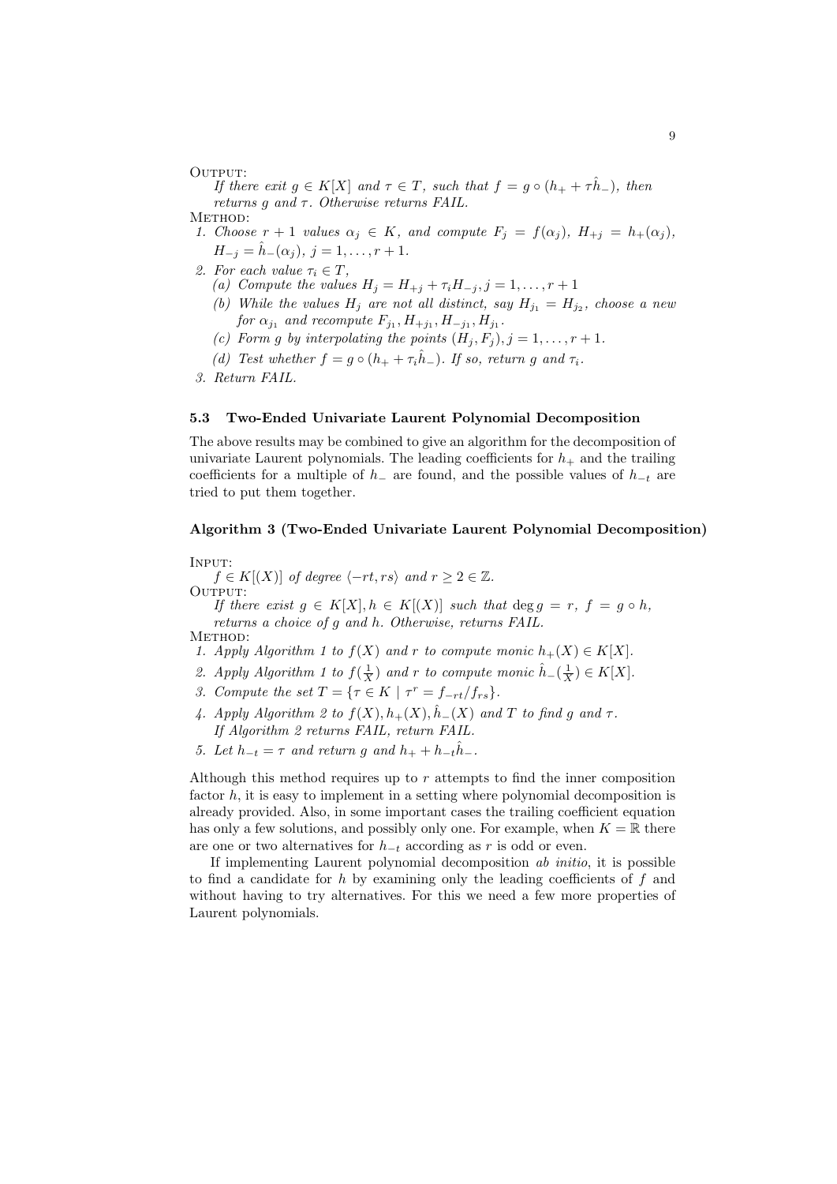OUTPUT:

*If there exit $g \in K[X]$ and $\tau \in T$, such that $f = g \circ (h_+ + \tau \hat{h}_-)$, then returns $g$ and $\tau$. Otherwise returns FAIL.*

METHOD:

1. *Choose $r+1$ values $\alpha_j \in K$, and compute $F_j = f(\alpha_j)$, $H_{+j} = h_+(\alpha_j)$, $H_{-j} = \hat{h}_-(\alpha_j)$, $j = 1, \ldots, r+1$.*
2. *For each value $\tau_i \in T$,*
   (a) *Compute the values $H_j = H_{+j} + \tau_i H_{-j}, j = 1, \ldots, r+1$*
   (b) *While the values $H_j$ are not all distinct, say $H_{j_1} = H_{j_2}$, choose a new for $\alpha_{j_1}$ and recompute $F_{j_1}, H_{+j_1}, H_{-j_1}, H_{j_1}$.*
   (c) *Form $g$ by interpolating the points $(H_j, F_j), j = 1, \ldots, r+1$.*
   (d) *Test whether $f = g \circ (h_+ + \tau_i \hat{h}_-)$. If so, return $g$ and $\tau_i$.*
3. *Return FAIL.*

### 5.3 Two-Ended Univariate Laurent Polynomial Decomposition

The above results may be combined to give an algorithm for the decomposition of univariate Laurent polynomials. The leading coefficients for $h_+$ and the trailing coefficients for a multiple of $h_-$ are found, and the possible values of $h_{-t}$ are tried to put them together.

**Algorithm 3 (Two-Ended Univariate Laurent Polynomial Decomposition)**

INPUT:

*$f \in K[(X)]$ of degree $\langle -rt, rs \rangle$ and $r \geq 2 \in \mathbb{Z}$.*

OUTPUT:

*If there exist $g \in K[X], h \in K[(X)]$ such that $\deg g = r$, $f = g \circ h$, returns a choice of $g$ and $h$. Otherwise, returns FAIL.*

METHOD:

1. *Apply Algorithm 1 to $f(X)$ and $r$ to compute monic $h_+(X) \in K[X]$.*
2. *Apply Algorithm 1 to $f(\frac{1}{X})$ and $r$ to compute monic $\hat{h}_-(\frac{1}{X}) \in K[X]$.*
3. *Compute the set $T = \{\tau \in K \mid \tau^r = f_{-rt}/f_{rs}\}$.*
4. *Apply Algorithm 2 to $f(X), h_+(X), \hat{h}_-(X)$ and $T$ to find $g$ and $\tau$. If Algorithm 2 returns FAIL, return FAIL.*
5. *Let $h_{-t} = \tau$ and return $g$ and $h_+ + h_{-t}\hat{h}_-$.*

Although this method requires up to $r$ attempts to find the inner composition factor $h$, it is easy to implement in a setting where polynomial decomposition is already provided. Also, in some important cases the trailing coefficient equation has only a few solutions, and possibly only one. For example, when $K = \mathbb{R}$ there are one or two alternatives for $h_{-t}$ according as $r$ is odd or even.

If implementing Laurent polynomial decomposition *ab initio*, it is possible to find a candidate for $h$ by examining only the leading coefficients of $f$ and without having to try alternatives. For this we need a few more properties of Laurent polynomials.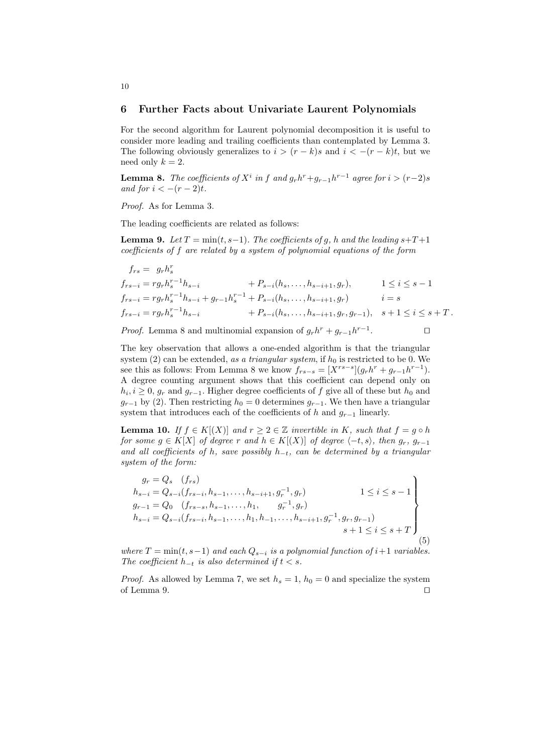## 6 Further Facts about Univariate Laurent Polynomials

For the second algorithm for Laurent polynomial decomposition it is useful to consider more leading and trailing coefficients than contemplated by Lemma 3. The following obviously generalizes to $i > (r-k)s$ and $i < -(r-k)t$, but we need only $k = 2$.

**Lemma 8.** *The coefficients of $X^i$ in $f$ and $g_r h^r + g_{r-1} h^{r-1}$ agree for $i > (r-2)s$ and for $i < -(r-2)t$.*

*Proof.* As for Lemma 3.

The leading coefficients are related as follows:

**Lemma 9.** *Let $T = \min(t, s-1)$. The coefficients of $g$, $h$ and the leading $s+T+1$ coefficients of $f$ are related by a system of polynomial equations of the form*

$$
\begin{aligned}
f_{rs} &= g_r h_s^r \\
f_{rs-i} &= r g_r h_s^{r-1} h_{s-i} + P_{s-i}(h_s, \ldots, h_{s-i+1}, g_r), && 1 \le i \le s-1 \\
f_{rs-i} &= r g_r h_s^{r-1} h_{s-i} + g_{r-1} h_s^{r-1} + P_{s-i}(h_s, \ldots, h_{s-i+1}, g_r) && i = s \\
f_{rs-i} &= r g_r h_s^{r-1} h_{s-i} + P_{s-i}(h_s, \ldots, h_{s-i+1}, g_r, g_{r-1}), && s+1 \le i \le s+T\,.
\end{aligned}
$$

*Proof.* Lemma 8 and multinomial expansion of $g_r h^r + g_{r-1} h^{r-1}$. □

The key observation that allows a one-ended algorithm is that the triangular system (2) can be extended, *as a triangular system*, if $h_0$ is restricted to be 0. We see this as follows: From Lemma 8 we know $f_{rs-s} = [X^{rs-s}](g_r h^r + g_{r-1} h^{r-1})$. A degree counting argument shows that this coefficient can depend only on $h_i, i \ge 0$, $g_r$ and $g_{r-1}$. Higher degree coefficients of $f$ give all of these but $h_0$ and $g_{r-1}$ by (2). Then restricting $h_0 = 0$ determines $g_{r-1}$. We then have a triangular system that introduces each of the coefficients of $h$ and $g_{r-1}$ linearly.

**Lemma 10.** *If $f \in K[(X)]$ and $r \ge 2 \in \mathbb{Z}$ invertible in $K$, such that $f = g \circ h$ for some $g \in K[X]$ of degree $r$ and $h \in K[(X)]$ of degree $\langle -t, s \rangle$, then $g_r$, $g_{r-1}$ and all coefficients of $h$, save possibly $h_{-t}$, can be determined by a triangular system of the form:*

$$
\left.
\begin{aligned}
g_r &= Q_s \quad (f_{rs}) \\
h_{s-i} &= Q_{s-i}(f_{rs-i}, h_{s-1}, \ldots, h_{s-i+1}, g_r^{-1}, g_r) && 1 \le i \le s-1 \\
g_{r-1} &= Q_0 \quad (f_{rs-s}, h_{s-1}, \ldots, h_1, \qquad g_r^{-1}, g_r) \\
h_{s-i} &= Q_{s-i}(f_{rs-i}, h_{s-1}, \ldots, h_1, h_{-1}, \ldots, h_{s-i+1}, g_r^{-1}, g_r, g_{r-1}) \\
& && s+1 \le i \le s+T
\end{aligned}
\right\} \tag{5}
$$

*where $T = \min(t, s-1)$ and each $Q_{s-i}$ is a polynomial function of $i+1$ variables. The coefficient $h_{-t}$ is also determined if $t < s$.*

*Proof.* As allowed by Lemma 7, we set $h_s = 1$, $h_0 = 0$ and specialize the system of Lemma 9. □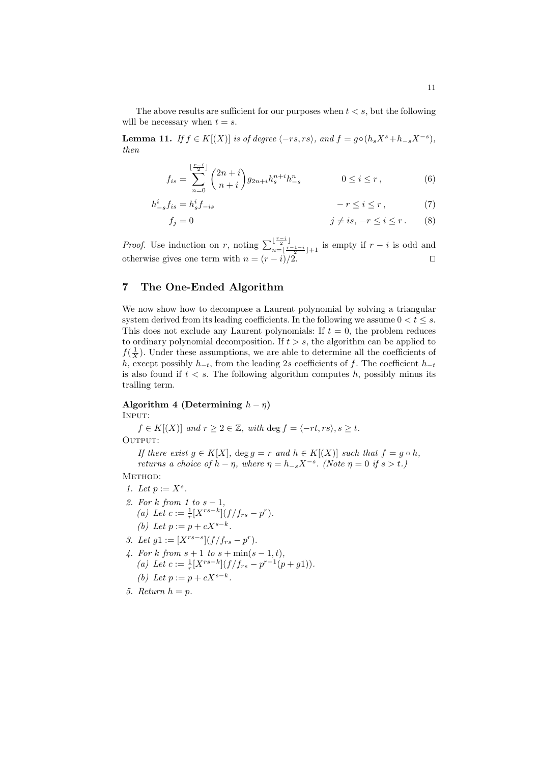The above results are sufficient for our purposes when $t < s$, but the following will be necessary when $t = s$.

**Lemma 11.** *If $f \in K[(X)]$ is of degree $\langle -rs, rs \rangle$, and $f = g \circ (h_s X^s + h_{-s} X^{-s})$, then*

$$f_{is} = \sum_{n=0}^{\lfloor \frac{r-i}{2} \rfloor} \binom{2n+i}{n+i} g_{2n+i} h_s^{n+i} h_{-s}^n \qquad 0 \le i \le r\,, \tag{6}$$

$$h_{-s}^i f_{is} = h_s^i f_{-is} \qquad -r \le i \le r\,, \tag{7}$$

$$f_j = 0 \qquad j \ne is,\ -r \le i \le r\,. \tag{8}$$

*Proof.* Use induction on $r$, noting $\sum_{n=\lfloor \frac{r-1-i}{2} \rfloor + 1}^{\lfloor \frac{r-i}{2} \rfloor}$ is empty if $r - i$ is odd and otherwise gives one term with $n = (r-i)/2$. $\square$

## 7 The One-Ended Algorithm

We now show how to decompose a Laurent polynomial by solving a triangular system derived from its leading coefficients. In the following we assume $0 < t \le s$. This does not exclude any Laurent polynomials: If $t = 0$, the problem reduces to ordinary polynomial decomposition. If $t > s$, the algorithm can be applied to $f(\frac{1}{X})$. Under these assumptions, we are able to determine all the coefficients of $h$, except possibly $h_{-t}$, from the leading $2s$ coefficients of $f$. The coefficient $h_{-t}$ is also found if $t < s$. The following algorithm computes $h$, possibly minus its trailing term.

**Algorithm 4 (Determining $h - \eta$)**

INPUT:

*$f \in K[(X)]$ and $r \ge 2 \in \mathbb{Z}$, with $\deg f = \langle -rt, rs \rangle, s \ge t$.*

OUTPUT:

*If there exist $g \in K[X]$, $\deg g = r$ and $h \in K[(X)]$ such that $f = g \circ h$, returns a choice of $h - \eta$, where $\eta = h_{-s} X^{-s}$. (Note $\eta = 0$ if $s > t$.)*

METHOD:

1. *Let $p := X^s$.*
2. *For $k$ from 1 to $s - 1$,*
   *(a) Let $c := \frac{1}{r}[X^{rs-k}](f/f_{rs} - p^r)$.*
   *(b) Let $p := p + cX^{s-k}$.*
3. *Let $g1 := [X^{rs-s}](f/f_{rs} - p^r)$.*
4. *For $k$ from $s + 1$ to $s + \min(s - 1, t)$,*
   *(a) Let $c := \frac{1}{r}[X^{rs-k}](f/f_{rs} - p^{r-1}(p + g1))$.*
   *(b) Let $p := p + cX^{s-k}$.*
5. *Return $h = p$.*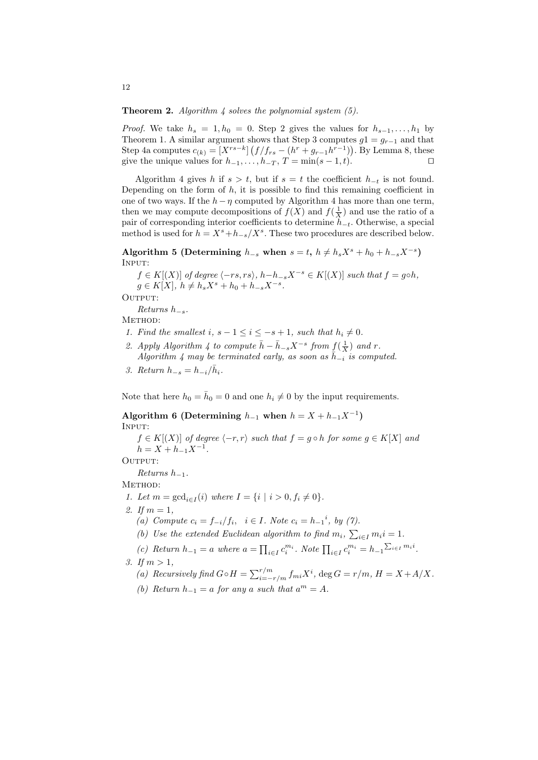**Theorem 2.** *Algorithm 4 solves the polynomial system (5).*

*Proof.* We take $h_s = 1, h_0 = 0$. Step 2 gives the values for $h_{s-1}, \ldots, h_1$ by Theorem 1. A similar argument shows that Step 3 computes $g1 = g_{r-1}$ and that Step 4a computes $c_{(k)} = [X^{rs-k}]\left(f/f_{rs} - (h^r + g_{r-1}h^{r-1})\right)$. By Lemma 8, these give the unique values for $h_{-1}, \ldots, h_{-T}$, $T = \min(s-1, t)$. ◻

Algorithm 4 gives $h$ if $s > t$, but if $s = t$ the coefficient $h_{-t}$ is not found. Depending on the form of $h$, it is possible to find this remaining coefficient in one of two ways. If the $h - \eta$ computed by Algorithm 4 has more than one term, then we may compute decompositions of $f(X)$ and $f(\frac{1}{X})$ and use the ratio of a pair of corresponding interior coefficients to determine $h_{-t}$. Otherwise, a special method is used for $h = X^s + h_{-s}/X^s$. These two procedures are described below.

**Algorithm 5 (Determining $h_{-s}$ when $s = t$, $h \neq h_s X^s + h_0 + h_{-s}X^{-s}$)**
Input:
*$f \in K[(X)]$ of degree $\langle -rs, rs\rangle$, $h - h_{-s}X^{-s} \in K[(X)]$ such that $f = g \circ h$, $g \in K[X]$, $h \neq h_s X^s + h_0 + h_{-s}X^{-s}$.*

Output:
*Returns $h_{-s}$.*

Method:

1. *Find the smallest $i$, $s-1 \leq i \leq -s+1$, such that $h_i \neq 0$.*
2. *Apply Algorithm 4 to compute $\bar{h} - \bar{h}_{-s}X^{-s}$ from $f(\frac{1}{X})$ and $r$. Algorithm 4 may be terminated early, as soon as $\bar{h}_{-i}$ is computed.*
3. *Return $h_{-s} = h_{-i}/\bar{h}_i$.*

Note that here $h_0 = \bar{h}_0 = 0$ and one $h_i \neq 0$ by the input requirements.

**Algorithm 6 (Determining $h_{-1}$ when $h = X + h_{-1}X^{-1}$)**
Input:
*$f \in K[(X)]$ of degree $\langle -r, r\rangle$ such that $f = g \circ h$ for some $g \in K[X]$ and $h = X + h_{-1}X^{-1}$.*

Output:
*Returns $h_{-1}$.*

Method:

1. *Let $m = \gcd_{i \in I}(i)$ where $I = \{i \mid i > 0, f_i \neq 0\}$.*
2. *If $m = 1$,*
   (a) *Compute $c_i = f_{-i}/f_i$, $\ i \in I$. Note $c_i = {h_{-1}}^i$, by (7).*
   (b) *Use the extended Euclidean algorithm to find $m_i$, $\sum_{i\in I} m_i i = 1$.*
   (c) *Return $h_{-1} = a$ where $a = \prod_{i\in I} c_i^{m_i}$. Note $\prod_{i \in I} c_i^{m_i} = {h_{-1}}^{\sum_{i\in I} m_i i}$.*
3. *If $m > 1$,*
   (a) *Recursively find $G \circ H = \sum_{i=-r/m}^{r/m} f_{mi}X^i$, $\deg G = r/m$, $H = X + A/X$.*
   (b) *Return $h_{-1} = a$ for any $a$ such that $a^m = A$.*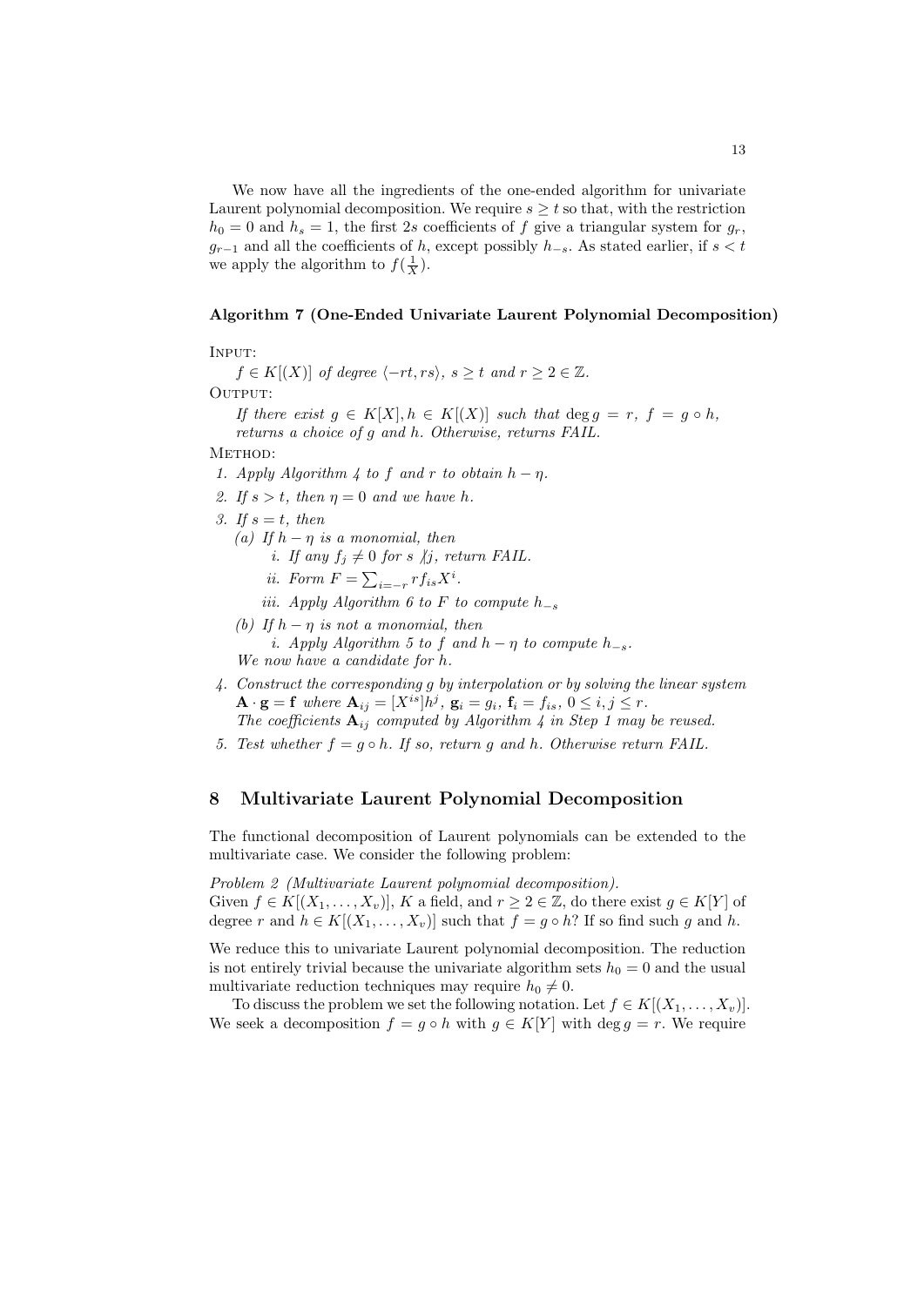We now have all the ingredients of the one-ended algorithm for univariate Laurent polynomial decomposition. We require $s \geq t$ so that, with the restriction $h_0 = 0$ and $h_s = 1$, the first $2s$ coefficients of $f$ give a triangular system for $g_r$, $g_{r-1}$ and all the coefficients of $h$, except possibly $h_{-s}$. As stated earlier, if $s < t$ we apply the algorithm to $f(\frac{1}{X})$.

**Algorithm 7 (One-Ended Univariate Laurent Polynomial Decomposition)**

Input:

*$f \in K[(X)]$ of degree $\langle -rt, rs\rangle$, $s \geq t$ and $r \geq 2 \in \mathbb{Z}$.*

Output:

*If there exist $g \in K[X], h \in K[(X)]$ such that $\deg g = r$, $f = g \circ h$, returns a choice of $g$ and $h$. Otherwise, returns FAIL.*

Method:

1. *Apply Algorithm 4 to $f$ and $r$ to obtain $h - \eta$.*
2. *If $s > t$, then $\eta = 0$ and we have $h$.*
3. *If $s = t$, then*
   (a) *If $h - \eta$ is a monomial, then*
      i. *If any $f_j \neq 0$ for $s \not| j$, return FAIL.*
      ii. *Form $F = \sum_{i=-r}^{r} f_{is} X^i$.*
      iii. *Apply Algorithm 6 to $F$ to compute $h_{-s}$*
   (b) *If $h - \eta$ is not a monomial, then*
      i. *Apply Algorithm 5 to $f$ and $h - \eta$ to compute $h_{-s}$.*

   *We now have a candidate for $h$.*
4. *Construct the corresponding $g$ by interpolation or by solving the linear system $\mathbf{A} \cdot \mathbf{g} = \mathbf{f}$ where $\mathbf{A}_{ij} = [X^{is}]h^j$, $\mathbf{g}_i = g_i$, $\mathbf{f}_i = f_{is}$, $0 \leq i, j \leq r$.*
   *The coefficients $\mathbf{A}_{ij}$ computed by Algorithm 4 in Step 1 may be reused.*
5. *Test whether $f = g \circ h$. If so, return $g$ and $h$. Otherwise return FAIL.*

## 8 Multivariate Laurent Polynomial Decomposition

The functional decomposition of Laurent polynomials can be extended to the multivariate case. We consider the following problem:

*Problem 2 (Multivariate Laurent polynomial decomposition).*
Given $f \in K[(X_1, \ldots, X_v)]$, $K$ a field, and $r \geq 2 \in \mathbb{Z}$, do there exist $g \in K[Y]$ of degree $r$ and $h \in K[(X_1, \ldots, X_v)]$ such that $f = g \circ h$? If so find such $g$ and $h$.

We reduce this to univariate Laurent polynomial decomposition. The reduction is not entirely trivial because the univariate algorithm sets $h_0 = 0$ and the usual multivariate reduction techniques may require $h_0 \neq 0$.

To discuss the problem we set the following notation. Let $f \in K[(X_1, \ldots, X_v)]$. We seek a decomposition $f = g \circ h$ with $g \in K[Y]$ with $\deg g = r$. We require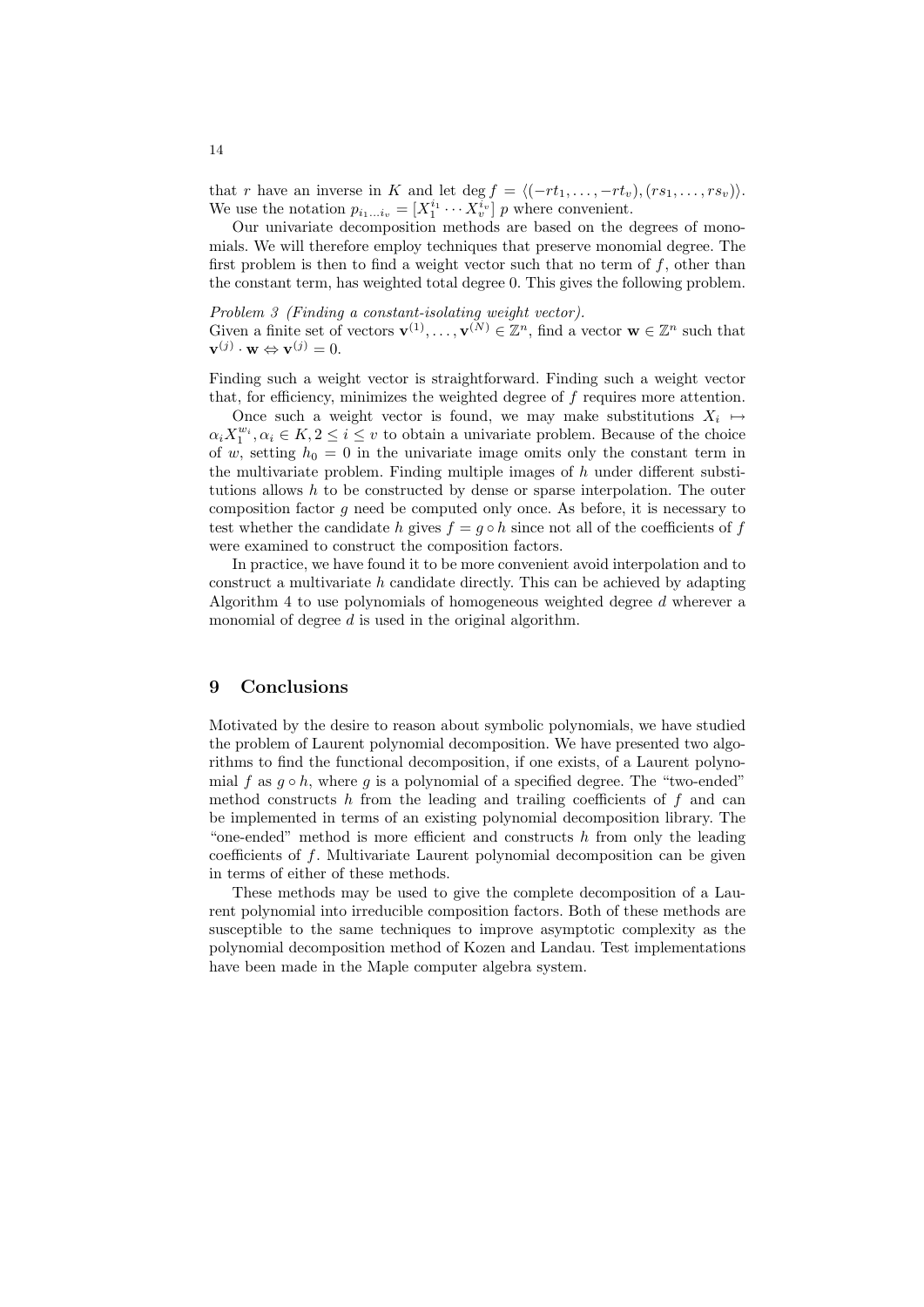that $r$ have an inverse in $K$ and let $\deg f = \langle(-rt_1, \ldots, -rt_v), (rs_1, \ldots, rs_v)\rangle$. We use the notation $p_{i_1 \ldots i_v} = [X_1^{i_1} \cdots X_v^{i_v}]\ p$ where convenient.

Our univariate decomposition methods are based on the degrees of monomials. We will therefore employ techniques that preserve monomial degree. The first problem is then to find a weight vector such that no term of $f$, other than the constant term, has weighted total degree 0. This gives the following problem.

*Problem 3 (Finding a constant-isolating weight vector).*
Given a finite set of vectors $\mathbf{v}^{(1)}, \ldots, \mathbf{v}^{(N)} \in \mathbb{Z}^n$, find a vector $\mathbf{w} \in \mathbb{Z}^n$ such that $\mathbf{v}^{(j)} \cdot \mathbf{w} \Leftrightarrow \mathbf{v}^{(j)} = 0$.

Finding such a weight vector is straightforward. Finding such a weight vector that, for efficiency, minimizes the weighted degree of $f$ requires more attention.

Once such a weight vector is found, we may make substitutions $X_i \mapsto \alpha_i X_1^{w_i}, \alpha_i \in K, 2 \leq i \leq v$ to obtain a univariate problem. Because of the choice of $w$, setting $h_0 = 0$ in the univariate image omits only the constant term in the multivariate problem. Finding multiple images of $h$ under different substitutions allows $h$ to be constructed by dense or sparse interpolation. The outer composition factor $g$ need be computed only once. As before, it is necessary to test whether the candidate $h$ gives $f = g \circ h$ since not all of the coefficients of $f$ were examined to construct the composition factors.

In practice, we have found it to be more convenient avoid interpolation and to construct a multivariate $h$ candidate directly. This can be achieved by adapting Algorithm 4 to use polynomials of homogeneous weighted degree $d$ wherever a monomial of degree $d$ is used in the original algorithm.

## 9 Conclusions

Motivated by the desire to reason about symbolic polynomials, we have studied the problem of Laurent polynomial decomposition. We have presented two algorithms to find the functional decomposition, if one exists, of a Laurent polynomial $f$ as $g \circ h$, where $g$ is a polynomial of a specified degree. The "two-ended" method constructs $h$ from the leading and trailing coefficients of $f$ and can be implemented in terms of an existing polynomial decomposition library. The "one-ended" method is more efficient and constructs $h$ from only the leading coefficients of $f$. Multivariate Laurent polynomial decomposition can be given in terms of either of these methods.

These methods may be used to give the complete decomposition of a Laurent polynomial into irreducible composition factors. Both of these methods are susceptible to the same techniques to improve asymptotic complexity as the polynomial decomposition method of Kozen and Landau. Test implementations have been made in the Maple computer algebra system.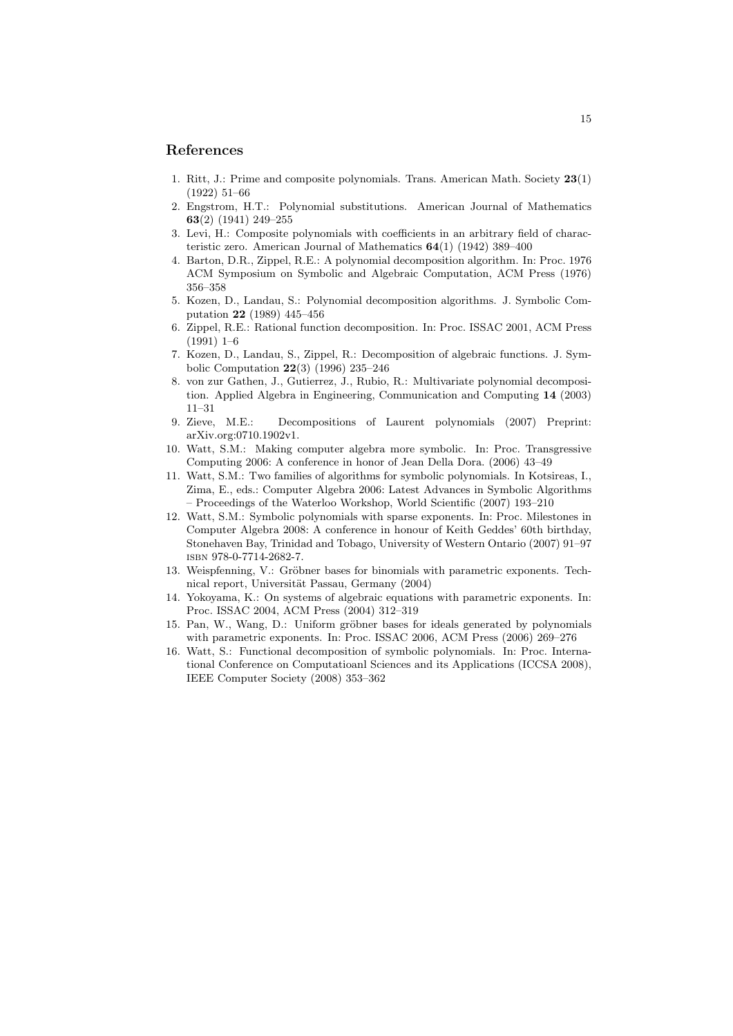## References

1. Ritt, J.: Prime and composite polynomials. Trans. American Math. Society **23**(1) (1922) 51–66
2. Engstrom, H.T.: Polynomial substitutions. American Journal of Mathematics **63**(2) (1941) 249–255
3. Levi, H.: Composite polynomials with coefficients in an arbitrary field of characteristic zero. American Journal of Mathematics **64**(1) (1942) 389–400
4. Barton, D.R., Zippel, R.E.: A polynomial decomposition algorithm. In: Proc. 1976 ACM Symposium on Symbolic and Algebraic Computation, ACM Press (1976) 356–358
5. Kozen, D., Landau, S.: Polynomial decomposition algorithms. J. Symbolic Computation **22** (1989) 445–456
6. Zippel, R.E.: Rational function decomposition. In: Proc. ISSAC 2001, ACM Press (1991) 1–6
7. Kozen, D., Landau, S., Zippel, R.: Decomposition of algebraic functions. J. Symbolic Computation **22**(3) (1996) 235–246
8. von zur Gathen, J., Gutierrez, J., Rubio, R.: Multivariate polynomial decomposition. Applied Algebra in Engineering, Communication and Computing **14** (2003) 11–31
9. Zieve, M.E.: Decompositions of Laurent polynomials (2007) Preprint: arXiv.org:0710.1902v1.
10. Watt, S.M.: Making computer algebra more symbolic. In: Proc. Transgressive Computing 2006: A conference in honor of Jean Della Dora. (2006) 43–49
11. Watt, S.M.: Two families of algorithms for symbolic polynomials. In Kotsireas, I., Zima, E., eds.: Computer Algebra 2006: Latest Advances in Symbolic Algorithms – Proceedings of the Waterloo Workshop, World Scientific (2007) 193–210
12. Watt, S.M.: Symbolic polynomials with sparse exponents. In: Proc. Milestones in Computer Algebra 2008: A conference in honour of Keith Geddes' 60th birthday, Stonehaven Bay, Trinidad and Tobago, University of Western Ontario (2007) 91–97 ISBN 978-0-7714-2682-7.
13. Weispfenning, V.: Gröbner bases for binomials with parametric exponents. Technical report, Universität Passau, Germany (2004)
14. Yokoyama, K.: On systems of algebraic equations with parametric exponents. In: Proc. ISSAC 2004, ACM Press (2004) 312–319
15. Pan, W., Wang, D.: Uniform gröbner bases for ideals generated by polynomials with parametric exponents. In: Proc. ISSAC 2006, ACM Press (2006) 269–276
16. Watt, S.: Functional decomposition of symbolic polynomials. In: Proc. International Conference on Computatioanl Sciences and its Applications (ICCSA 2008), IEEE Computer Society (2008) 353–362